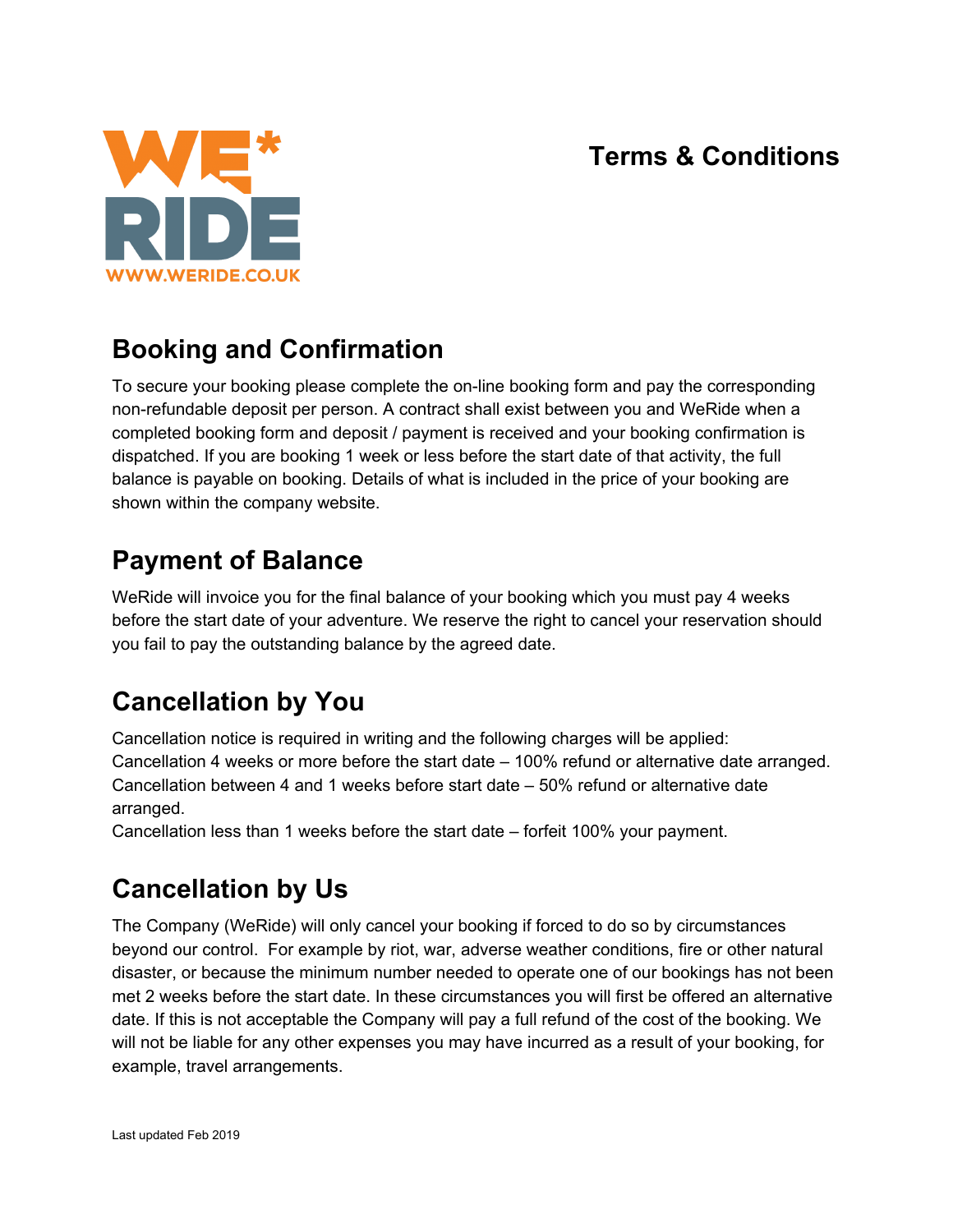# Terms & Conditions

## Booking and Confirmation

To secure your booking please complete the on-line booking form and pay the corresponding non-refundable deposit per person. A contract shall exist between you and WeRide when a completed booking form and deposit / payment is received and your booking confirmation is dispatched. If you are booking 1 week or less before the start date of that activity, the full balance is payable on booking. Details of what is included in the price of your booking are shown within the company website.

## Payment of Balance

WeRide will invoice you for the final balance of your booking which you must pay 4 weeks before the start date of your adventure. We reserve the right to cancel your reservation should you fail to pay the outstanding balance by the agreed date.

## Cancellation by You

Cancellation notice is required in writing and the following charges will be applied:
Cancellation 4 weeks or more before the start date – 100% refund or alternative date arranged.
Cancellation between 4 and 1 weeks before start date – 50% refund or alternative date arranged.
Cancellation less than 1 weeks before the start date – forfeit 100% your payment.

## Cancellation by Us

The Company (WeRide) will only cancel your booking if forced to do so by circumstances beyond our control. For example by riot, war, adverse weather conditions, fire or other natural disaster, or because the minimum number needed to operate one of our bookings has not been met 2 weeks before the start date. In these circumstances you will first be offered an alternative date. If this is not acceptable the Company will pay a full refund of the cost of the booking. We will not be liable for any other expenses you may have incurred as a result of your booking, for example, travel arrangements.

Last updated Feb 2019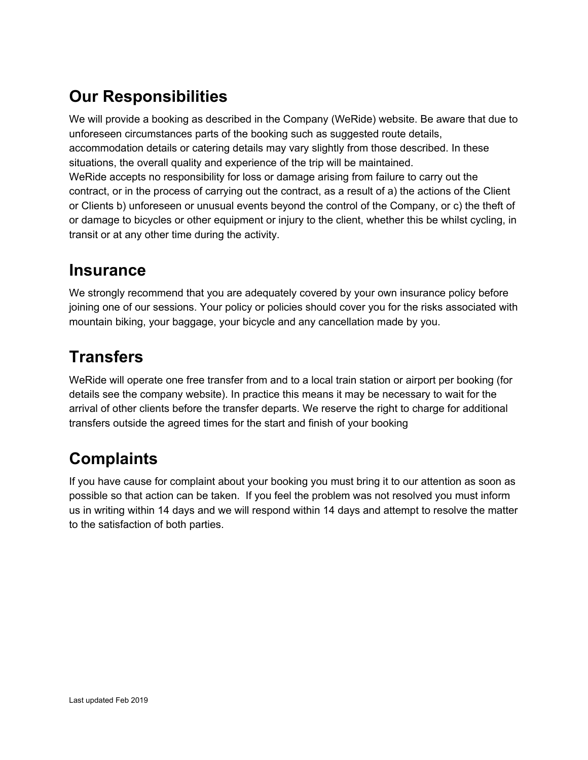## Our Responsibilities

We will provide a booking as described in the Company (WeRide) website. Be aware that due to unforeseen circumstances parts of the booking such as suggested route details, accommodation details or catering details may vary slightly from those described. In these situations, the overall quality and experience of the trip will be maintained.
WeRide accepts no responsibility for loss or damage arising from failure to carry out the contract, or in the process of carrying out the contract, as a result of a) the actions of the Client or Clients b) unforeseen or unusual events beyond the control of the Company, or c) the theft of or damage to bicycles or other equipment or injury to the client, whether this be whilst cycling, in transit or at any other time during the activity.

## Insurance

We strongly recommend that you are adequately covered by your own insurance policy before joining one of our sessions. Your policy or policies should cover you for the risks associated with mountain biking, your baggage, your bicycle and any cancellation made by you.

## Transfers

WeRide will operate one free transfer from and to a local train station or airport per booking (for details see the company website). In practice this means it may be necessary to wait for the arrival of other clients before the transfer departs. We reserve the right to charge for additional transfers outside the agreed times for the start and finish of your booking

## Complaints

If you have cause for complaint about your booking you must bring it to our attention as soon as possible so that action can be taken. If you feel the problem was not resolved you must inform us in writing within 14 days and we will respond within 14 days and attempt to resolve the matter to the satisfaction of both parties.

Last updated Feb 2019